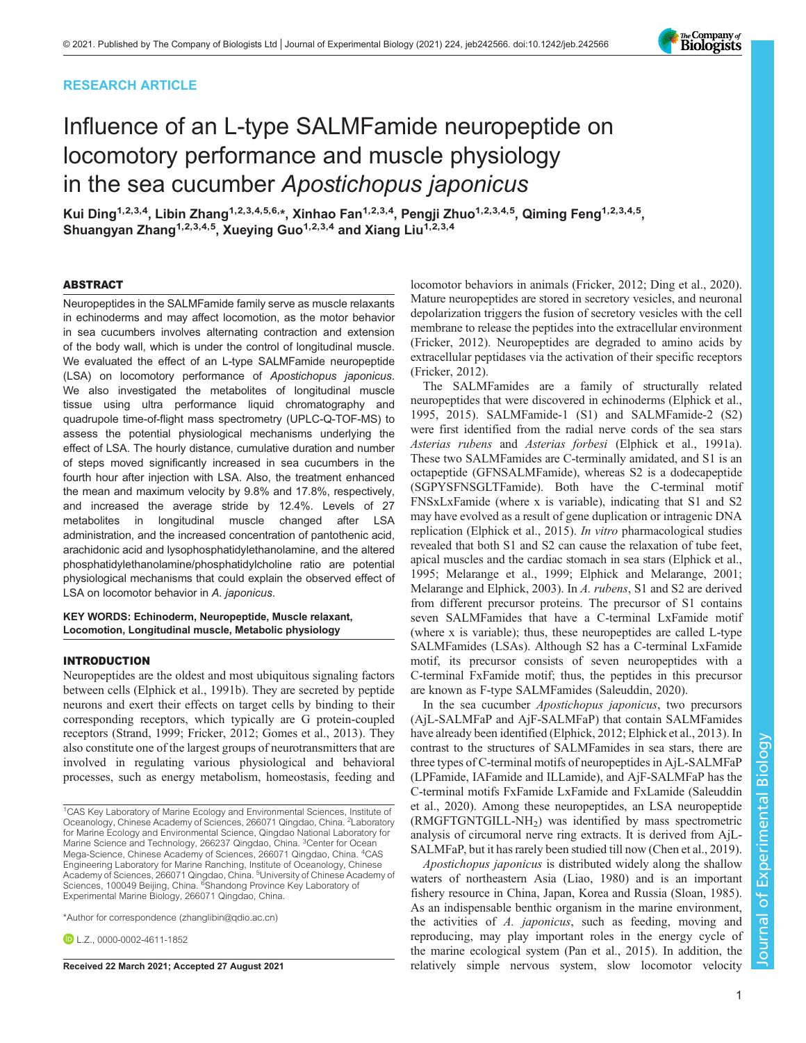RESEARCH ARTICLE

# Influence of an L-type SALMFamide neuropeptide on locomotory performance and muscle physiology in the sea cucumber *Apostichopus japonicus*

**Kui Ding[1,2,3,4], Libin Zhang[1,2,3,4,5,6,*], Xinhao Fan[1,2,3,4], Pengji Zhuo[1,2,3,4,5], Qiming Feng[1,2,3,4,5], Shuangyan Zhang[1,2,3,4,5], Xueying Guo[1,2,3,4] and Xiang Liu[1,2,3,4]**

## ABSTRACT

Neuropeptides in the SALMFamide family serve as muscle relaxants in echinoderms and may affect locomotion, as the motor behavior in sea cucumbers involves alternating contraction and extension of the body wall, which is under the control of longitudinal muscle. We evaluated the effect of an L-type SALMFamide neuropeptide (LSA) on locomotory performance of *Apostichopus japonicus*. We also investigated the metabolites of longitudinal muscle tissue using ultra performance liquid chromatography and quadrupole time-of-flight mass spectrometry (UPLC-Q-TOF-MS) to assess the potential physiological mechanisms underlying the effect of LSA. The hourly distance, cumulative duration and number of steps moved significantly increased in sea cucumbers in the fourth hour after injection with LSA. Also, the treatment enhanced the mean and maximum velocity by 9.8% and 17.8%, respectively, and increased the average stride by 12.4%. Levels of 27 metabolites in longitudinal muscle changed after LSA administration, and the increased concentration of pantothenic acid, arachidonic acid and lysophosphatidylethanolamine, and the altered phosphatidylethanolamine/phosphatidylcholine ratio are potential physiological mechanisms that could explain the observed effect of LSA on locomotor behavior in *A. japonicus*.

**KEY WORDS: Echinoderm, Neuropeptide, Muscle relaxant, Locomotion, Longitudinal muscle, Metabolic physiology**

## INTRODUCTION

Neuropeptides are the oldest and most ubiquitous signaling factors between cells (Elphick et al., 1991b). They are secreted by peptide neurons and exert their effects on target cells by binding to their corresponding receptors, which typically are G protein-coupled receptors (Strand, 1999; Fricker, 2012; Gomes et al., 2013). They also constitute one of the largest groups of neurotransmitters that are involved in regulating various physiological and behavioral processes, such as energy metabolism, homeostasis, feeding and locomotor behaviors in animals (Fricker, 2012; Ding et al., 2020). Mature neuropeptides are stored in secretory vesicles, and neuronal depolarization triggers the fusion of secretory vesicles with the cell membrane to release the peptides into the extracellular environment (Fricker, 2012). Neuropeptides are degraded to amino acids by extracellular peptidases via the activation of their specific receptors (Fricker, 2012).

The SALMFamides are a family of structurally related neuropeptides that were discovered in echinoderms (Elphick et al., 1995, 2015). SALMFamide-1 (S1) and SALMFamide-2 (S2) were first identified from the radial nerve cords of the sea stars *Asterias rubens* and *Asterias forbesi* (Elphick et al., 1991a). These two SALMFamides are C-terminally amidated, and S1 is an octapeptide (GFNSALMFamide), whereas S2 is a dodecapeptide (SGPYSFNSGLTFamide). Both have the C-terminal motif FNSxLxFamide (where x is variable), indicating that S1 and S2 may have evolved as a result of gene duplication or intragenic DNA replication (Elphick et al., 2015). *In vitro* pharmacological studies revealed that both S1 and S2 can cause the relaxation of tube feet, apical muscles and the cardiac stomach in sea stars (Elphick et al., 1995; Melarange et al., 1999; Elphick and Melarange, 2001; Melarange and Elphick, 2003). In *A. rubens*, S1 and S2 are derived from different precursor proteins. The precursor of S1 contains seven SALMFamides that have a C-terminal LxFamide motif (where x is variable); thus, these neuropeptides are called L-type SALMFamides (LSAs). Although S2 has a C-terminal LxFamide motif, its precursor consists of seven neuropeptides with a C-terminal FxFamide motif; thus, the peptides in this precursor are known as F-type SALMFamides (Saleuddin, 2020).

In the sea cucumber *Apostichopus japonicus*, two precursors (AjL-SALMFaP and AjF-SALMFaP) that contain SALMFamides have already been identified (Elphick, 2012; Elphick et al., 2013). In contrast to the structures of SALMFamides in sea stars, there are three types of C-terminal motifs of neuropeptides in AjL-SALMFaP (LPFamide, IAFamide and ILLamide), and AjF-SALMFaP has the C-terminal motifs FxFamide LxFamide and FxLamide (Saleuddin et al., 2020). Among these neuropeptides, an LSA neuropeptide (RMGFTGNTGILL-$NH_2$) was identified by mass spectrometric analysis of circumoral nerve ring extracts. It is derived from AjL-SALMFaP, but it has rarely been studied till now (Chen et al., 2019).

*Apostichopus japonicus* is distributed widely along the shallow waters of northeastern Asia (Liao, 1980) and is an important fishery resource in China, Japan, Korea and Russia (Sloan, 1985). As an indispensable benthic organism in the marine environment, the activities of *A. japonicus*, such as feeding, moving and reproducing, may play important roles in the energy cycle of the marine ecological system (Pan et al., 2015). In addition, the relatively simple nervous system, slow locomotor velocity

[1]CAS Key Laboratory of Marine Ecology and Environmental Sciences, Institute of Oceanology, Chinese Academy of Sciences, 266071 Qingdao, China. [2]Laboratory for Marine Ecology and Environmental Science, Qingdao National Laboratory for Marine Science and Technology, 266237 Qingdao, China. [3]Center for Ocean Mega-Science, Chinese Academy of Sciences, 266071 Qingdao, China. [4]CAS Engineering Laboratory for Marine Ranching, Institute of Oceanology, Chinese Academy of Sciences, 266071 Qingdao, China. [5]University of Chinese Academy of Sciences, 100049 Beijing, China. [6]Shandong Province Key Laboratory of Experimental Marine Biology, 266071 Qingdao, China.

*Author for correspondence (zhanglibin@qdio.ac.cn)

L.Z., 0000-0002-4611-1852

**Received 22 March 2021; Accepted 27 August 2021**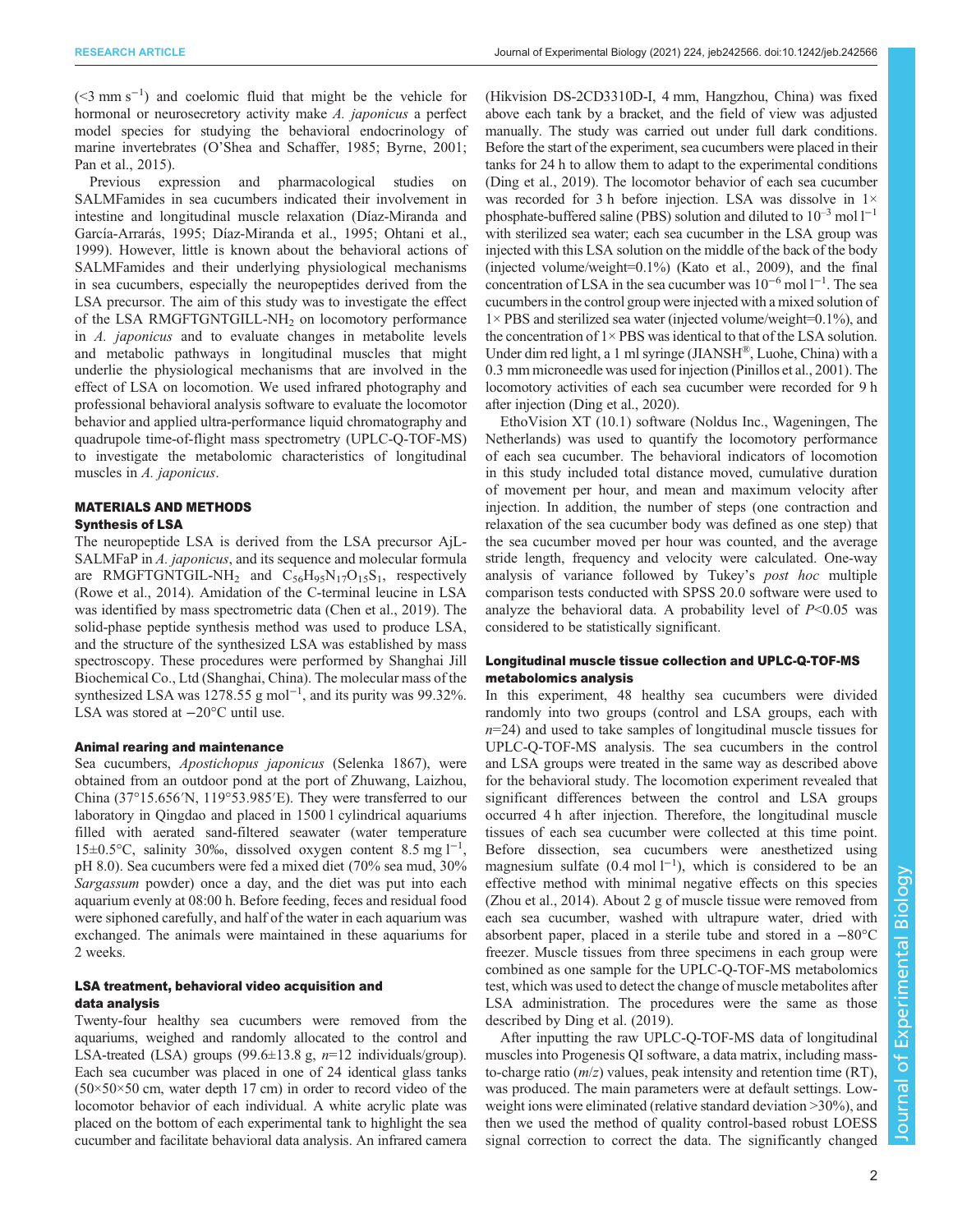(<3 mm $s^{-1}$) and coelomic fluid that might be the vehicle for hormonal or neurosecretory activity make *A. japonicus* a perfect model species for studying the behavioral endocrinology of marine invertebrates (O'Shea and Schaffer, 1985; Byrne, 2001; Pan et al., 2015).

Previous expression and pharmacological studies on SALMFamides in sea cucumbers indicated their involvement in intestine and longitudinal muscle relaxation (Díaz-Miranda and García-Arrarás, 1995; Díaz-Miranda et al., 1995; Ohtani et al., 1999). However, little is known about the behavioral actions of SALMFamides and their underlying physiological mechanisms in sea cucumbers, especially the neuropeptides derived from the LSA precursor. The aim of this study was to investigate the effect of the LSA RMGFTGNTGILL-$NH_2$ on locomotory performance in *A. japonicus* and to evaluate changes in metabolite levels and metabolic pathways in longitudinal muscles that might underlie the physiological mechanisms that are involved in the effect of LSA on locomotion. We used infrared photography and professional behavioral analysis software to evaluate the locomotor behavior and applied ultra-performance liquid chromatography and quadrupole time-of-flight mass spectrometry (UPLC-Q-TOF-MS) to investigate the metabolomic characteristics of longitudinal muscles in *A. japonicus*.

## MATERIALS AND METHODS

### Synthesis of LSA

The neuropeptide LSA is derived from the LSA precursor AjL-SALMFaP in *A. japonicus*, and its sequence and molecular formula are RMGFTGNTGIL-$NH_2$ and $C_{56}H_{95}N_{17}O_{15}S_1$, respectively (Rowe et al., 2014). Amidation of the C-terminal leucine in LSA was identified by mass spectrometric data (Chen et al., 2019). The solid-phase peptide synthesis method was used to produce LSA, and the structure of the synthesized LSA was established by mass spectroscopy. These procedures were performed by Shanghai Jill Biochemical Co., Ltd (Shanghai, China). The molecular mass of the synthesized LSA was 1278.55 g $mol^{-1}$, and its purity was 99.32%. LSA was stored at −20°C until use.

### Animal rearing and maintenance

Sea cucumbers, *Apostichopus japonicus* (Selenka 1867), were obtained from an outdoor pond at the port of Zhuwang, Laizhou, China (37°15.656′N, 119°53.985′E). They were transferred to our laboratory in Qingdao and placed in 1500 l cylindrical aquariums filled with aerated sand-filtered seawater (water temperature 15±0.5°C, salinity 30‰, dissolved oxygen content 8.5 mg $l^{-1}$, pH 8.0). Sea cucumbers were fed a mixed diet (70% sea mud, 30% *Sargassum* powder) once a day, and the diet was put into each aquarium evenly at 08:00 h. Before feeding, feces and residual food were siphoned carefully, and half of the water in each aquarium was exchanged. The animals were maintained in these aquariums for 2 weeks.

### LSA treatment, behavioral video acquisition and data analysis

Twenty-four healthy sea cucumbers were removed from the aquariums, weighed and randomly allocated to the control and LSA-treated (LSA) groups (99.6±13.8 g, *n*=12 individuals/group). Each sea cucumber was placed in one of 24 identical glass tanks (50×50×50 cm, water depth 17 cm) in order to record video of the locomotor behavior of each individual. A white acrylic plate was placed on the bottom of each experimental tank to highlight the sea cucumber and facilitate behavioral data analysis. An infrared camera (Hikvision DS-2CD3310D-I, 4 mm, Hangzhou, China) was fixed above each tank by a bracket, and the field of view was adjusted manually. The study was carried out under full dark conditions. Before the start of the experiment, sea cucumbers were placed in their tanks for 24 h to allow them to adapt to the experimental conditions (Ding et al., 2019). The locomotor behavior of each sea cucumber was recorded for 3 h before injection. LSA was dissolve in 1× phosphate-buffered saline (PBS) solution and diluted to $10^{-3}$ mol $l^{-1}$ with sterilized sea water; each sea cucumber in the LSA group was injected with this LSA solution on the middle of the back of the body (injected volume/weight=0.1%) (Kato et al., 2009), and the final concentration of LSA in the sea cucumber was $10^{-6}$ mol $l^{-1}$. The sea cucumbers in the control group were injected with a mixed solution of 1× PBS and sterilized sea water (injected volume/weight=0.1%), and the concentration of 1× PBS was identical to that of the LSA solution. Under dim red light, a 1 ml syringe (JIANSH®, Luohe, China) with a 0.3 mm microneedle was used for injection (Pinillos et al., 2001). The locomotory activities of each sea cucumber were recorded for 9 h after injection (Ding et al., 2020).

EthoVision XT (10.1) software (Noldus Inc., Wageningen, The Netherlands) was used to quantify the locomotory performance of each sea cucumber. The behavioral indicators of locomotion in this study included total distance moved, cumulative duration of movement per hour, and mean and maximum velocity after injection. In addition, the number of steps (one contraction and relaxation of the sea cucumber body was defined as one step) that the sea cucumber moved per hour was counted, and the average stride length, frequency and velocity were calculated. One-way analysis of variance followed by Tukey's *post hoc* multiple comparison tests conducted with SPSS 20.0 software were used to analyze the behavioral data. A probability level of $P$<0.05 was considered to be statistically significant.

### Longitudinal muscle tissue collection and UPLC-Q-TOF-MS metabolomics analysis

In this experiment, 48 healthy sea cucumbers were divided randomly into two groups (control and LSA groups, each with *n*=24) and used to take samples of longitudinal muscle tissues for UPLC-Q-TOF-MS analysis. The sea cucumbers in the control and LSA groups were treated in the same way as described above for the behavioral study. The locomotion experiment revealed that significant differences between the control and LSA groups occurred 4 h after injection. Therefore, the longitudinal muscle tissues of each sea cucumber were collected at this time point. Before dissection, sea cucumbers were anesthetized using magnesium sulfate (0.4 mol $l^{-1}$), which is considered to be an effective method with minimal negative effects on this species (Zhou et al., 2014). About 2 g of muscle tissue were removed from each sea cucumber, washed with ultrapure water, dried with absorbent paper, placed in a sterile tube and stored in a −80°C freezer. Muscle tissues from three specimens in each group were combined as one sample for the UPLC-Q-TOF-MS metabolomics test, which was used to detect the change of muscle metabolites after LSA administration. The procedures were the same as those described by Ding et al. (2019).

After inputting the raw UPLC-Q-TOF-MS data of longitudinal muscles into Progenesis QI software, a data matrix, including mass-to-charge ratio ($m/z$) values, peak intensity and retention time (RT), was produced. The main parameters were at default settings. Low-weight ions were eliminated (relative standard deviation >30%), and then we used the method of quality control-based robust LOESS signal correction to correct the data. The significantly changed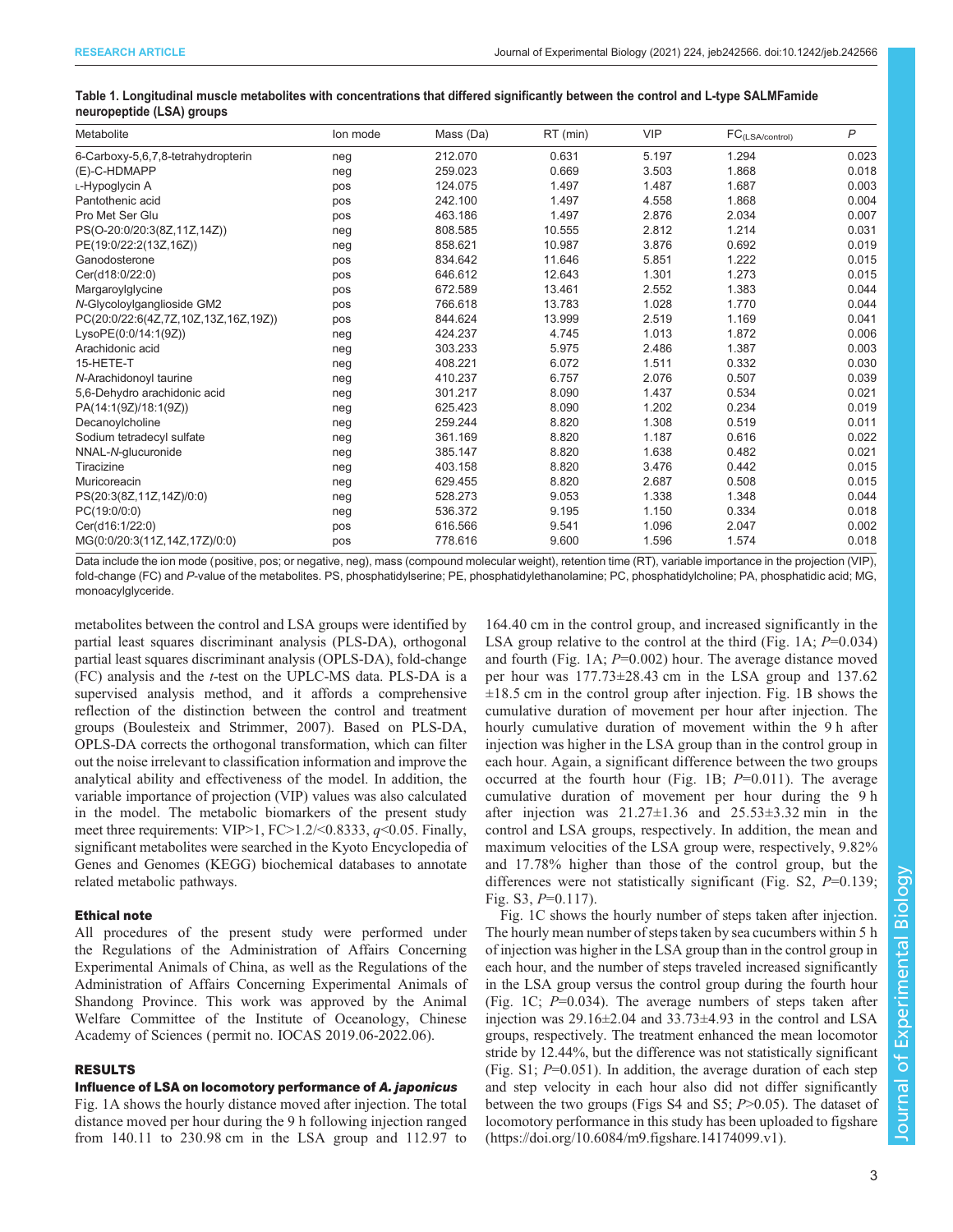**Table 1. Longitudinal muscle metabolites with concentrations that differed significantly between the control and L-type SALMFamide neuropeptide (LSA) groups**

| Metabolite | Ion mode | Mass (Da) | RT (min) | VIP | $FC_{(LSA/control)}$ | *P* |
|---|---|---|---|---|---|---|
| 6-Carboxy-5,6,7,8-tetrahydropterin | neg | 212.070 | 0.631 | 5.197 | 1.294 | 0.023 |
| (E)-C-HDMAPP | neg | 259.023 | 0.669 | 3.503 | 1.868 | 0.018 |
| L-Hypoglycin A | pos | 124.075 | 1.497 | 1.487 | 1.687 | 0.003 |
| Pantothenic acid | pos | 242.100 | 1.497 | 4.558 | 1.868 | 0.004 |
| Pro Met Ser Glu | pos | 463.186 | 1.497 | 2.876 | 2.034 | 0.007 |
| PS(O-20:0/20:3(8Z,11Z,14Z)) | neg | 808.585 | 10.555 | 2.812 | 1.214 | 0.031 |
| PE(19:0/22:2(13Z,16Z)) | neg | 858.621 | 10.987 | 3.876 | 0.692 | 0.019 |
| Ganodosterone | pos | 834.642 | 11.646 | 5.851 | 1.222 | 0.015 |
| Cer(d18:0/22:0) | pos | 646.612 | 12.643 | 1.301 | 1.273 | 0.015 |
| Margaroylglycine | pos | 672.589 | 13.461 | 2.552 | 1.383 | 0.044 |
| *N*-Glycoloylganglioside GM2 | pos | 766.618 | 13.783 | 1.028 | 1.770 | 0.044 |
| PC(20:0/22:6(4Z,7Z,10Z,13Z,16Z,19Z)) | pos | 844.624 | 13.999 | 2.519 | 1.169 | 0.041 |
| LysoPE(0:0/14:1(9Z)) | neg | 424.237 | 4.745 | 1.013 | 1.872 | 0.006 |
| Arachidonic acid | neg | 303.233 | 5.975 | 2.486 | 1.387 | 0.003 |
| 15-HETE-T | neg | 408.221 | 6.072 | 1.511 | 0.332 | 0.030 |
| *N*-Arachidonoyl taurine | neg | 410.237 | 6.757 | 2.076 | 0.507 | 0.039 |
| 5,6-Dehydro arachidonic acid | neg | 301.217 | 8.090 | 1.437 | 0.534 | 0.021 |
| PA(14:1(9Z)/18:1(9Z)) | neg | 625.423 | 8.090 | 1.202 | 0.234 | 0.019 |
| Decanoylcholine | neg | 259.244 | 8.820 | 1.308 | 0.519 | 0.011 |
| Sodium tetradecyl sulfate | neg | 361.169 | 8.820 | 1.187 | 0.616 | 0.022 |
| NNAL-*N*-glucuronide | neg | 385.147 | 8.820 | 1.638 | 0.482 | 0.021 |
| Tiracizine | neg | 403.158 | 8.820 | 3.476 | 0.442 | 0.015 |
| Muricoreacin | neg | 629.455 | 8.820 | 2.687 | 0.508 | 0.015 |
| PS(20:3(8Z,11Z,14Z)/0:0) | neg | 528.273 | 9.053 | 1.338 | 1.348 | 0.044 |
| PC(19:0/0:0) | neg | 536.372 | 9.195 | 1.150 | 0.334 | 0.018 |
| Cer(d16:1/22:0) | pos | 616.566 | 9.541 | 1.096 | 2.047 | 0.002 |
| MG(0:0/20:3(11Z,14Z,17Z)/0:0) | pos | 778.616 | 9.600 | 1.596 | 1.574 | 0.018 |

Data include the ion mode (positive, pos; or negative, neg), mass (compound molecular weight), retention time (RT), variable importance in the projection (VIP), fold-change (FC) and *P*-value of the metabolites. PS, phosphatidylserine; PE, phosphatidylethanolamine; PC, phosphatidylcholine; PA, phosphatidic acid; MG, monoacylglyceride.

metabolites between the control and LSA groups were identified by partial least squares discriminant analysis (PLS-DA), orthogonal partial least squares discriminant analysis (OPLS-DA), fold-change (FC) analysis and the *t*-test on the UPLC-MS data. PLS-DA is a supervised analysis method, and it affords a comprehensive reflection of the distinction between the control and treatment groups (Boulesteix and Strimmer, 2007). Based on PLS-DA, OPLS-DA corrects the orthogonal transformation, which can filter out the noise irrelevant to classification information and improve the analytical ability and effectiveness of the model. In addition, the variable importance of projection (VIP) values was also calculated in the model. The metabolic biomarkers of the present study meet three requirements: VIP>1, FC>1.2/<0.8333, $q$<0.05. Finally, significant metabolites were searched in the Kyoto Encyclopedia of Genes and Genomes (KEGG) biochemical databases to annotate related metabolic pathways.

### Ethical note

All procedures of the present study were performed under the Regulations of the Administration of Affairs Concerning Experimental Animals of China, as well as the Regulations of the Administration of Affairs Concerning Experimental Animals of Shandong Province. This work was approved by the Animal Welfare Committee of the Institute of Oceanology, Chinese Academy of Sciences (permit no. IOCAS 2019.06-2022.06).

## RESULTS

### Influence of LSA on locomotory performance of *A. japonicus*

Fig. 1A shows the hourly distance moved after injection. The total distance moved per hour during the 9 h following injection ranged from 140.11 to 230.98 cm in the LSA group and 112.97 to 164.40 cm in the control group, and increased significantly in the LSA group relative to the control at the third (Fig. 1A; *P*=0.034) and fourth (Fig. 1A; *P*=0.002) hour. The average distance moved per hour was 177.73±28.43 cm in the LSA group and 137.62 ±18.5 cm in the control group after injection. Fig. 1B shows the cumulative duration of movement per hour after injection. The hourly cumulative duration of movement within the 9 h after injection was higher in the LSA group than in the control group in each hour. Again, a significant difference between the two groups occurred at the fourth hour (Fig. 1B; *P*=0.011). The average cumulative duration of movement per hour during the 9 h after injection was 21.27±1.36 and 25.53±3.32 min in the control and LSA groups, respectively. In addition, the mean and maximum velocities of the LSA group were, respectively, 9.82% and 17.78% higher than those of the control group, but the differences were not statistically significant (Fig. S2, *P*=0.139; Fig. S3, *P*=0.117).

Fig. 1C shows the hourly number of steps taken after injection. The hourly mean number of steps taken by sea cucumbers within 5 h of injection was higher in the LSA group than in the control group in each hour, and the number of steps traveled increased significantly in the LSA group versus the control group during the fourth hour (Fig. 1C; *P*=0.034). The average numbers of steps taken after injection was 29.16±2.04 and 33.73±4.93 in the control and LSA groups, respectively. The treatment enhanced the mean locomotor stride by 12.44%, but the difference was not statistically significant (Fig. S1; *P*=0.051). In addition, the average duration of each step and step velocity in each hour also did not differ significantly between the two groups (Figs S4 and S5; *P*>0.05). The dataset of locomotory performance in this study has been uploaded to figshare (https://doi.org/10.6084/m9.figshare.14174099.v1).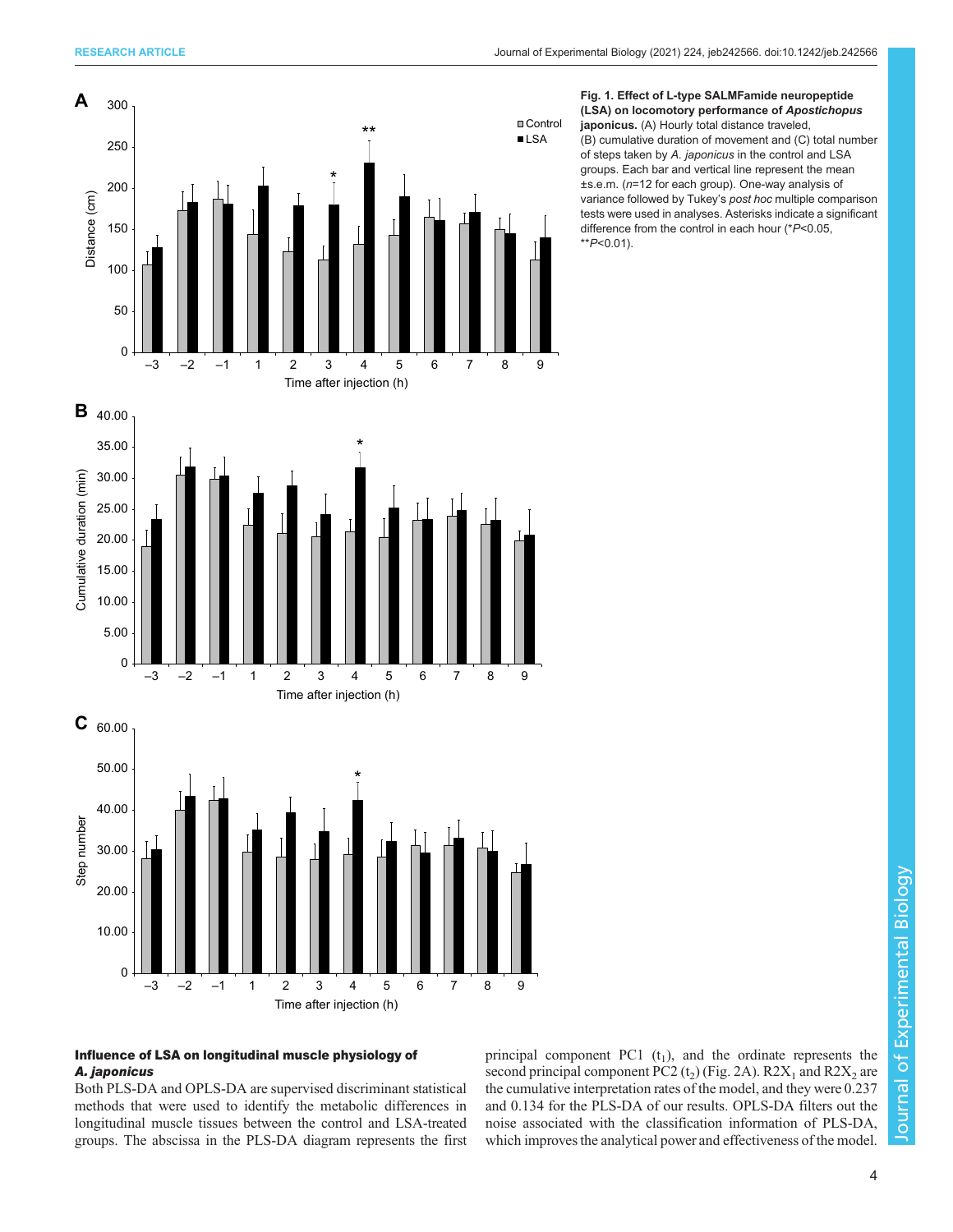**Fig. 1. Effect of L-type SALMFamide neuropeptide (LSA) on locomotory performance of *Apostichopus japonicus*.** (A) Hourly total distance traveled, (B) cumulative duration of movement and (C) total number of steps taken by *A. japonicus* in the control and LSA groups. Each bar and vertical line represent the mean ±s.e.m. ($n$=12 for each group). One-way analysis of variance followed by Tukey's *post hoc* multiple comparison tests were used in analyses. Asterisks indicate a significant difference from the control in each hour (* $P$<0.05, ** $P$<0.01).

### Influence of LSA on longitudinal muscle physiology of *A. japonicus*

Both PLS-DA and OPLS-DA are supervised discriminant statistical methods that were used to identify the metabolic differences in longitudinal muscle tissues between the control and LSA-treated groups. The abscissa in the PLS-DA diagram represents the first principal component PC1 ($t_1$), and the ordinate represents the second principal component PC2 ($t_2$) (Fig. 2A). $R2X_1$ and $R2X_2$ are the cumulative interpretation rates of the model, and they were 0.237 and 0.134 for the PLS-DA of our results. OPLS-DA filters out the noise associated with the classification information of PLS-DA, which improves the analytical power and effectiveness of the model.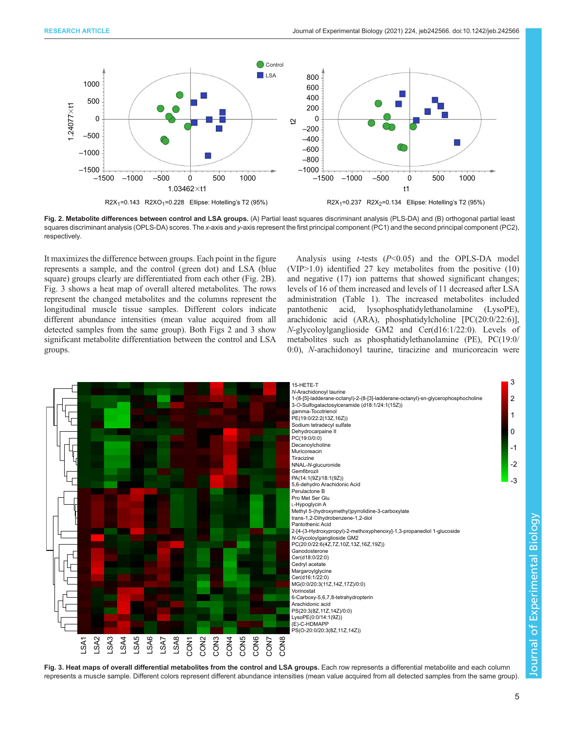R2X$_1$=0.143 R2XO$_1$=0.228 Ellipse: Hotelling's T2 (95%)

R2X$_1$=0.237 R2X$_2$=0.134 Ellipse: Hotelling's T2 (95%)

**Fig. 2. Metabolite differences between control and LSA groups.** (A) Partial least squares discriminant analysis (PLS-DA) and (B) orthogonal partial least squares discriminant analysis (OPLS-DA) scores. The *x*-axis and *y*-axis represent the first principal component (PC1) and the second principal component (PC2), respectively.

It maximizes the difference between groups. Each point in the figure represents a sample, and the control (green dot) and LSA (blue square) groups clearly are differentiated from each other (Fig. 2B). Fig. 3 shows a heat map of overall altered metabolites. The rows represent the changed metabolites and the columns represent the longitudinal muscle tissue samples. Different colors indicate different abundance intensities (mean value acquired from all detected samples from the same group). Both Figs 2 and 3 show significant metabolite differentiation between the control and LSA groups.

Analysis using *t*-tests ($P<0.05$) and the OPLS-DA model (VIP>1.0) identified 27 key metabolites from the positive (10) and negative (17) ion patterns that showed significant changes; levels of 16 of them increased and levels of 11 decreased after LSA administration (Table 1). The increased metabolites included pantothenic acid, lysophosphatidylethanolamine (LysoPE), arachidonic acid (ARA), phosphatidylcholine [PC(20:0/22:6)], *N*-glycoloylganglioside GM2 and Cer(d16:1/22:0). Levels of metabolites such as phosphatidylethanolamine (PE), PC(19:0/0:0), *N*-arachidonoyl taurine, tiracizine and muricoreacin were

**Fig. 3. Heat maps of overall differential metabolites from the control and LSA groups.** Each row represents a differential metabolite and each column represents a muscle sample. Different colors represent different abundance intensities (mean value acquired from all detected samples from the same group).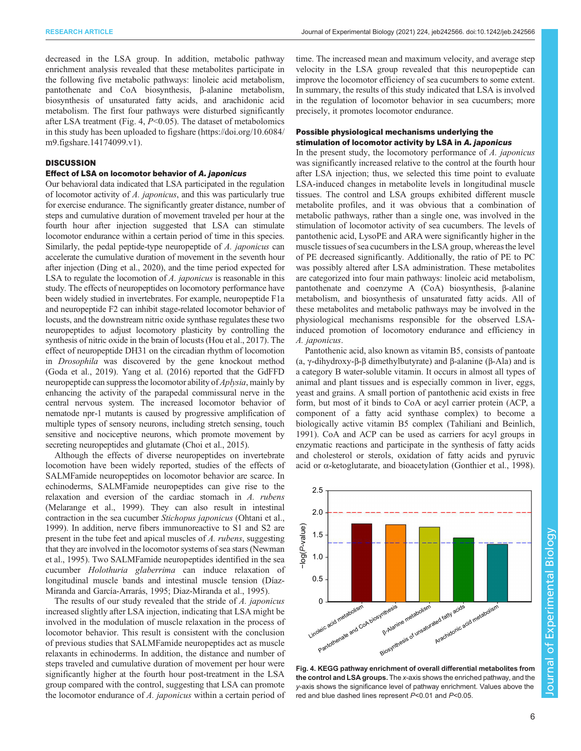decreased in the LSA group. In addition, metabolic pathway enrichment analysis revealed that these metabolites participate in the following five metabolic pathways: linoleic acid metabolism, pantothenate and CoA biosynthesis, β-alanine metabolism, biosynthesis of unsaturated fatty acids, and arachidonic acid metabolism. The first four pathways were disturbed significantly after LSA treatment (Fig. 4, $P$<0.05). The dataset of metabolomics in this study has been uploaded to figshare (https://doi.org/10.6084/m9.figshare.14174099.v1).

## DISCUSSION

### Effect of LSA on locomotor behavior of *A. japonicus*

Our behavioral data indicated that LSA participated in the regulation of locomotor activity of *A. japonicus*, and this was particularly true for exercise endurance. The significantly greater distance, number of steps and cumulative duration of movement traveled per hour at the fourth hour after injection suggested that LSA can stimulate locomotor endurance within a certain period of time in this species. Similarly, the pedal peptide-type neuropeptide of *A. japonicus* can accelerate the cumulative duration of movement in the seventh hour after injection (Ding et al., 2020), and the time period expected for LSA to regulate the locomotion of *A. japonicus* is reasonable in this study. The effects of neuropeptides on locomotory performance have been widely studied in invertebrates. For example, neuropeptide F1a and neuropeptide F2 can inhibit stage-related locomotor behavior of locusts, and the downstream nitric oxide synthase regulates these two neuropeptides to adjust locomotory plasticity by controlling the synthesis of nitric oxide in the brain of locusts (Hou et al., 2017). The effect of neuropeptide DH31 on the circadian rhythm of locomotion in *Drosophila* was discovered by the gene knockout method (Goda et al., 2019). Yang et al. (2016) reported that the GdFFD neuropeptide can suppress the locomotor ability of *Aplysia*, mainly by enhancing the activity of the parapedal commissural nerve in the central nervous system. The increased locomotor behavior of nematode npr-1 mutants is caused by progressive amplification of multiple types of sensory neurons, including stretch sensing, touch sensitive and nociceptive neurons, which promote movement by secreting neuropeptides and glutamate (Choi et al., 2015).

Although the effects of diverse neuropeptides on invertebrate locomotion have been widely reported, studies of the effects of SALMFamide neuropeptides on locomotor behavior are scarce. In echinoderms, SALMFamide neuropeptides can give rise to the relaxation and eversion of the cardiac stomach in *A. rubens* (Melarange et al., 1999). They can also result in intestinal contraction in the sea cucumber *Stichopus japonicus* (Ohtani et al., 1999). In addition, nerve fibers immunoreactive to S1 and S2 are present in the tube feet and apical muscles of *A. rubens*, suggesting that they are involved in the locomotor systems of sea stars (Newman et al., 1995). Two SALMFamide neuropeptides identified in the sea cucumber *Holothuria glaberrima* can induce relaxation of longitudinal muscle bands and intestinal muscle tension (Díaz-Miranda and García-Arrarás, 1995; Diaz-Miranda et al., 1995).

The results of our study revealed that the stride of *A. japonicus* increased slightly after LSA injection, indicating that LSA might be involved in the modulation of muscle relaxation in the process of locomotor behavior. This result is consistent with the conclusion of previous studies that SALMFamide neuropeptides act as muscle relaxants in echinoderms. In addition, the distance and number of steps traveled and cumulative duration of movement per hour were significantly higher at the fourth hour post-treatment in the LSA group compared with the control, suggesting that LSA can promote the locomotor endurance of *A. japonicus* within a certain period of time. The increased mean and maximum velocity, and average step velocity in the LSA group revealed that this neuropeptide can improve the locomotor efficiency of sea cucumbers to some extent. In summary, the results of this study indicated that LSA is involved in the regulation of locomotor behavior in sea cucumbers; more precisely, it promotes locomotor endurance.

### Possible physiological mechanisms underlying the stimulation of locomotor activity by LSA in *A. japonicus*

In the present study, the locomotory performance of *A. japonicus* was significantly increased relative to the control at the fourth hour after LSA injection; thus, we selected this time point to evaluate LSA-induced changes in metabolite levels in longitudinal muscle tissues. The control and LSA groups exhibited different muscle metabolite profiles, and it was obvious that a combination of metabolic pathways, rather than a single one, was involved in the stimulation of locomotor activity of sea cucumbers. The levels of pantothenic acid, LysoPE and ARA were significantly higher in the muscle tissues of sea cucumbers in the LSA group, whereas the level of PE decreased significantly. Additionally, the ratio of PE to PC was possibly altered after LSA administration. These metabolites are categorized into four main pathways: linoleic acid metabolism, pantothenate and coenzyme A (CoA) biosynthesis, β-alanine metabolism, and biosynthesis of unsaturated fatty acids. All of these metabolites and metabolic pathways may be involved in the physiological mechanisms responsible for the observed LSA-induced promotion of locomotory endurance and efficiency in *A. japonicus*.

Pantothenic acid, also known as vitamin B5, consists of pantoate (a, γ-dihydroxy-β-β dimethylbutyrate) and β-alanine (β-Ala) and is a category B water-soluble vitamin. It occurs in almost all types of animal and plant tissues and is especially common in liver, eggs, yeast and grains. A small portion of pantothenic acid exists in free form, but most of it binds to CoA or acyl carrier protein (ACP, a component of a fatty acid synthase complex) to become a biologically active vitamin B5 complex (Tahiliani and Beinlich, 1991). CoA and ACP can be used as carriers for acyl groups in enzymatic reactions and participate in the synthesis of fatty acids and cholesterol or sterols, oxidation of fatty acids and pyruvic acid or α-ketoglutarate, and bioacetylation (Gonthier et al., 1998).

**Fig. 4. KEGG pathway enrichment of overall differential metabolites from the control and LSA groups.** The *x*-axis shows the enriched pathway, and the *y*-axis shows the significance level of pathway enrichment. Values above the red and blue dashed lines represent $P$<0.01 and $P$<0.05.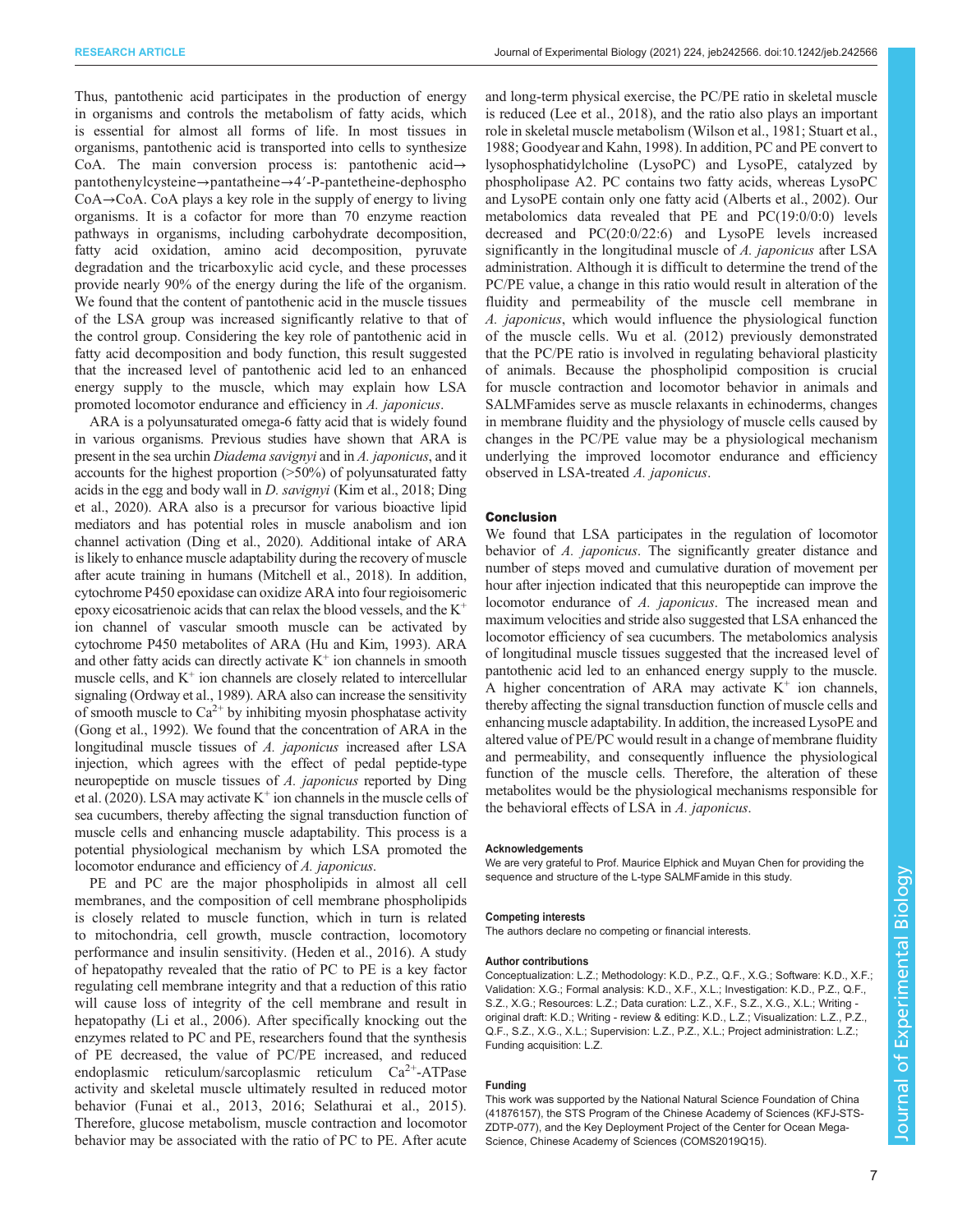Thus, pantothenic acid participates in the production of energy in organisms and controls the metabolism of fatty acids, which is essential for almost all forms of life. In most tissues in organisms, pantothenic acid is transported into cells to synthesize CoA. The main conversion process is: pantothenic acid→pantothenylcysteine→pantatheine→4′-P-pantetheine-dephospho CoA→CoA. CoA plays a key role in the supply of energy to living organisms. It is a cofactor for more than 70 enzyme reaction pathways in organisms, including carbohydrate decomposition, fatty acid oxidation, amino acid decomposition, pyruvate degradation and the tricarboxylic acid cycle, and these processes provide nearly 90% of the energy during the life of the organism. We found that the content of pantothenic acid in the muscle tissues of the LSA group was increased significantly relative to that of the control group. Considering the key role of pantothenic acid in fatty acid decomposition and body function, this result suggested that the increased level of pantothenic acid led to an enhanced energy supply to the muscle, which may explain how LSA promoted locomotor endurance and efficiency in *A. japonicus*.

ARA is a polyunsaturated omega-6 fatty acid that is widely found in various organisms. Previous studies have shown that ARA is present in the sea urchin *Diadema savignyi* and in *A. japonicus*, and it accounts for the highest proportion (>50%) of polyunsaturated fatty acids in the egg and body wall in *D. savignyi* (Kim et al., 2018; Ding et al., 2020). ARA also is a precursor for various bioactive lipid mediators and has potential roles in muscle anabolism and ion channel activation (Ding et al., 2020). Additional intake of ARA is likely to enhance muscle adaptability during the recovery of muscle after acute training in humans (Mitchell et al., 2018). In addition, cytochrome P450 epoxidase can oxidize ARA into four regioisomeric epoxy eicosatrienoic acids that can relax the blood vessels, and the $K^+$ ion channel of vascular smooth muscle can be activated by cytochrome P450 metabolites of ARA (Hu and Kim, 1993). ARA and other fatty acids can directly activate $K^+$ ion channels in smooth muscle cells, and $K^+$ ion channels are closely related to intercellular signaling (Ordway et al., 1989). ARA also can increase the sensitivity of smooth muscle to $Ca^{2+}$ by inhibiting myosin phosphatase activity (Gong et al., 1992). We found that the concentration of ARA in the longitudinal muscle tissues of *A. japonicus* increased after LSA injection, which agrees with the effect of pedal peptide-type neuropeptide on muscle tissues of *A. japonicus* reported by Ding et al. (2020). LSA may activate $K^+$ ion channels in the muscle cells of sea cucumbers, thereby affecting the signal transduction function of muscle cells and enhancing muscle adaptability. This process is a potential physiological mechanism by which LSA promoted the locomotor endurance and efficiency of *A. japonicus*.

PE and PC are the major phospholipids in almost all cell membranes, and the composition of cell membrane phospholipids is closely related to muscle function, which in turn is related to mitochondria, cell growth, muscle contraction, locomotory performance and insulin sensitivity. (Heden et al., 2016). A study of hepatopathy revealed that the ratio of PC to PE is a key factor regulating cell membrane integrity and that a reduction of this ratio will cause loss of integrity of the cell membrane and result in hepatopathy (Li et al., 2006). After specifically knocking out the enzymes related to PC and PE, researchers found that the synthesis of PE decreased, the value of PC/PE increased, and reduced endoplasmic reticulum/sarcoplasmic reticulum $Ca^{2+}$-ATPase activity and skeletal muscle ultimately resulted in reduced motor behavior (Funai et al., 2013, 2016; Selathurai et al., 2015). Therefore, glucose metabolism, muscle contraction and locomotor behavior may be associated with the ratio of PC to PE. After acute and long-term physical exercise, the PC/PE ratio in skeletal muscle is reduced (Lee et al., 2018), and the ratio also plays an important role in skeletal muscle metabolism (Wilson et al., 1981; Stuart et al., 1988; Goodyear and Kahn, 1998). In addition, PC and PE convert to lysophosphatidylcholine (LysoPC) and LysoPE, catalyzed by phospholipase A2. PC contains two fatty acids, whereas LysoPC and LysoPE contain only one fatty acid (Alberts et al., 2002). Our metabolomics data revealed that PE and PC(19:0/0:0) levels decreased and PC(20:0/22:6) and LysoPE levels increased significantly in the longitudinal muscle of *A. japonicus* after LSA administration. Although it is difficult to determine the trend of the PC/PE value, a change in this ratio would result in alteration of the fluidity and permeability of the muscle cell membrane in *A. japonicus*, which would influence the physiological function of the muscle cells. Wu et al. (2012) previously demonstrated that the PC/PE ratio is involved in regulating behavioral plasticity of animals. Because the phospholipid composition is crucial for muscle contraction and locomotor behavior in animals and SALMFamides serve as muscle relaxants in echinoderms, changes in membrane fluidity and the physiology of muscle cells caused by changes in the PC/PE value may be a physiological mechanism underlying the improved locomotor endurance and efficiency observed in LSA-treated *A. japonicus*.

## Conclusion

We found that LSA participates in the regulation of locomotor behavior of *A. japonicus*. The significantly greater distance and number of steps moved and cumulative duration of movement per hour after injection indicated that this neuropeptide can improve the locomotor endurance of *A. japonicus*. The increased mean and maximum velocities and stride also suggested that LSA enhanced the locomotor efficiency of sea cucumbers. The metabolomics analysis of longitudinal muscle tissues suggested that the increased level of pantothenic acid led to an enhanced energy supply to the muscle. A higher concentration of ARA may activate $K^+$ ion channels, thereby affecting the signal transduction function of muscle cells and enhancing muscle adaptability. In addition, the increased LysoPE and altered value of PE/PC would result in a change of membrane fluidity and permeability, and consequently influence the physiological function of the muscle cells. Therefore, the alteration of these metabolites would be the physiological mechanisms responsible for the behavioral effects of LSA in *A. japonicus*.

#### Acknowledgements

We are very grateful to Prof. Maurice Elphick and Muyan Chen for providing the sequence and structure of the L-type SALMFamide in this study.

#### Competing interests

The authors declare no competing or financial interests.

#### Author contributions

Conceptualization: L.Z.; Methodology: K.D., P.Z., Q.F., X.G.; Software: K.D., X.F.; Validation: X.G.; Formal analysis: K.D., X.F., X.L.; Investigation: K.D., P.Z., Q.F., S.Z., X.G.; Resources: L.Z.; Data curation: L.Z., X.F., S.Z., X.G., X.L.; Writing - original draft: K.D.; Writing - review & editing: K.D., L.Z.; Visualization: L.Z., P.Z., Q.F., S.Z., X.G., X.L.; Supervision: L.Z., P.Z., X.L.; Project administration: L.Z.; Funding acquisition: L.Z.

#### Funding

This work was supported by the National Natural Science Foundation of China (41876157), the STS Program of the Chinese Academy of Sciences (KFJ-STS-ZDTP-077), and the Key Deployment Project of the Center for Ocean Mega-Science, Chinese Academy of Sciences (COMS2019Q15).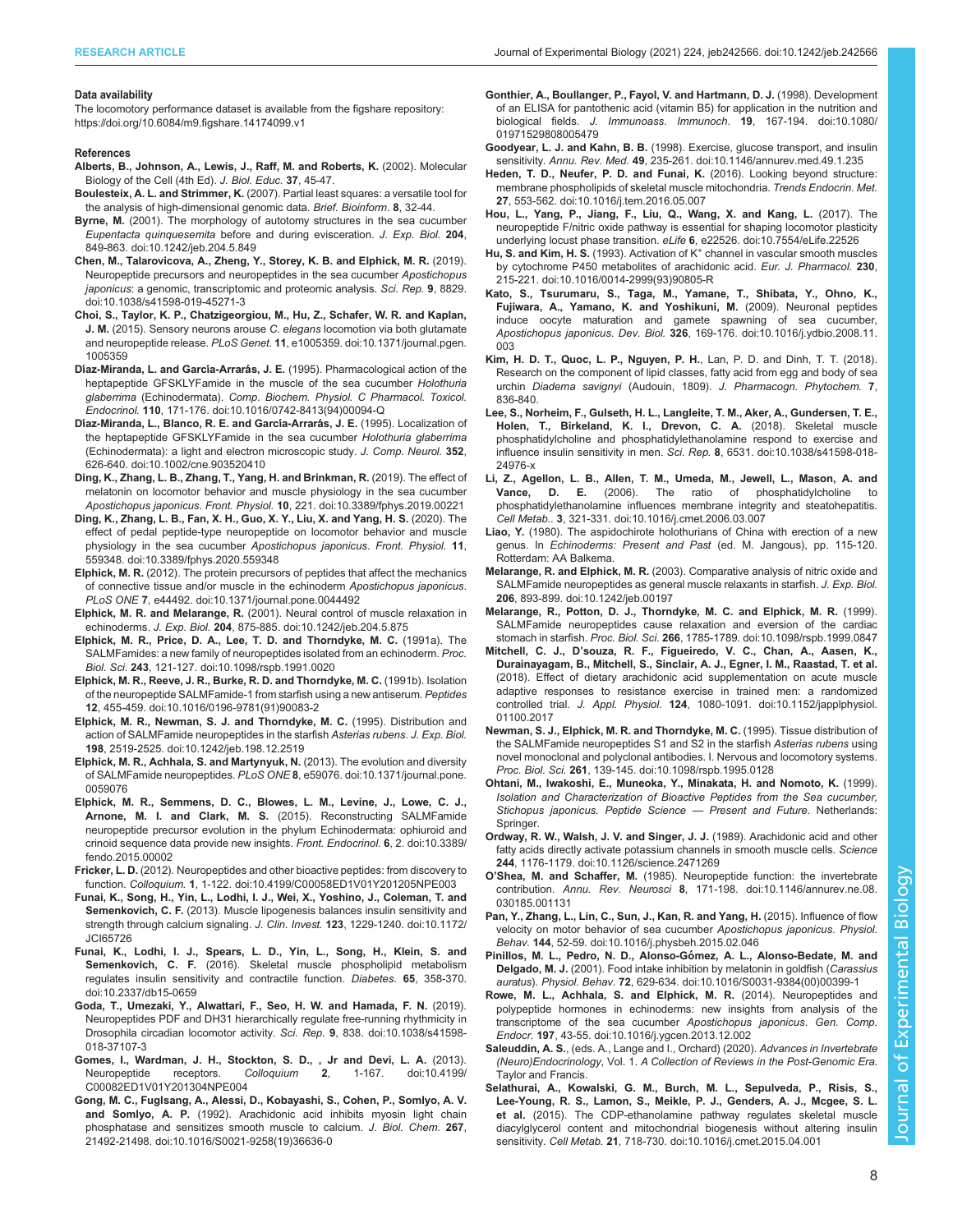#### Data availability

The locomotory performance dataset is available from the figshare repository: https://doi.org/10.6084/m9.figshare.14174099.v1

#### References

**Alberts, B., Johnson, A., Lewis, J., Raff, M. and Roberts, K.** (2002). Molecular Biology of the Cell (4th Ed). *J. Biol. Educ.* **37**, 45-47.

**Boulesteix, A. L. and Strimmer, K.** (2007). Partial least squares: a versatile tool for the analysis of high-dimensional genomic data. *Brief. Bioinform.* **8**, 32-44.

**Byrne, M.** (2001). The morphology of autotomy structures in the sea cucumber *Eupentacta quinquesemita* before and during evisceration. *J. Exp. Biol.* **204**, 849-863. doi:10.1242/jeb.204.5.849

**Chen, M., Talarovicova, A., Zheng, Y., Storey, K. B. and Elphick, M. R.** (2019). Neuropeptide precursors and neuropeptides in the sea cucumber *Apostichopus japonicus*: a genomic, transcriptomic and proteomic analysis. *Sci. Rep.* **9**, 8829. doi:10.1038/s41598-019-45271-3

**Choi, S., Taylor, K. P., Chatzigeorgiou, M., Hu, Z., Schafer, W. R. and Kaplan, J. M.** (2015). Sensory neurons arouse *C. elegans* locomotion via both glutamate and neuropeptide release. *PLoS Genet.* **11**, e1005359. doi:10.1371/journal.pgen.1005359

**Díaz-Miranda, L. and García-Arrarás, J. E.** (1995). Pharmacological action of the heptapeptide GFSKLYFamide in the muscle of the sea cucumber *Holothuria glaberrima* (Echinodermata). *Comp. Biochem. Physiol. C Pharmacol. Toxicol. Endocrinol.* **110**, 171-176. doi:10.1016/0742-8413(94)00094-Q

**Díaz-Miranda, L., Blanco, R. E. and García-Arrarás, J. E.** (1995). Localization of the heptapeptide GFSKLYFamide in the sea cucumber *Holothuria glaberrima* (Echinodermata): a light and electron microscopic study. *J. Comp. Neurol.* **352**, 626-640. doi:10.1002/cne.903520410

**Ding, K., Zhang, L. B., Zhang, T., Yang, H. and Brinkman, R.** (2019). The effect of melatonin on locomotor behavior and muscle physiology in the sea cucumber *Apostichopus japonicus*. *Front. Physiol.* **10**, 221. doi:10.3389/fphys.2019.00221

**Ding, K., Zhang, L. B., Fan, X. H., Guo, X. Y., Liu, X. and Yang, H. S.** (2020). The effect of pedal peptide-type neuropeptide on locomotor behavior and muscle physiology in the sea cucumber *Apostichopus japonicus*. *Front. Physiol.* **11**, 559348. doi:10.3389/fphys.2020.559348

**Elphick, M. R.** (2012). The protein precursors of peptides that affect the mechanics of connective tissue and/or muscle in the echinoderm *Apostichopus japonicus*. *PLoS ONE* **7**, e44492. doi:10.1371/journal.pone.0044492

**Elphick, M. R. and Melarange, R.** (2001). Neural control of muscle relaxation in echinoderms. *J. Exp. Biol.* **204**, 875-885. doi:10.1242/jeb.204.5.875

**Elphick, M. R., Price, D. A., Lee, T. D. and Thorndyke, M. C.** (1991a). The SALMFamides: a new family of neuropeptides isolated from an echinoderm. *Proc. Biol. Sci.* **243**, 121-127. doi:10.1098/rspb.1991.0020

**Elphick, M. R., Reeve, J. R., Burke, R. D. and Thorndyke, M. C.** (1991b). Isolation of the neuropeptide SALMFamide-1 from starfish using a new antiserum. *Peptides* **12**, 455-459. doi:10.1016/0196-9781(91)90083-2

**Elphick, M. R., Newman, S. J. and Thorndyke, M. C.** (1995). Distribution and action of SALMFamide neuropeptides in the starfish *Asterias rubens*. *J. Exp. Biol.* **198**, 2519-2525. doi:10.1242/jeb.198.12.2519

**Elphick, M. R., Achhala, S. and Martynyuk, N.** (2013). The evolution and diversity of SALMFamide neuropeptides. *PLoS ONE* **8**, e59076. doi:10.1371/journal.pone.0059076

**Elphick, M. R., Semmens, D. C., Blowes, L. M., Levine, J., Lowe, C. J., Arnone, M. I. and Clark, M. S.** (2015). Reconstructing SALMFamide neuropeptide precursor evolution in the phylum Echinodermata: ophiuroid and crinoid sequence data provide new insights. *Front. Endocrinol.* **6**, 2. doi:10.3389/fendo.2015.00002

**Fricker, L. D.** (2012). Neuropeptides and other bioactive peptides: from discovery to function. *Colloquium.* **1**, 1-122. doi:10.4199/C00058ED1V01Y201205NPE003

**Funai, K., Song, H., Yin, L., Lodhi, I. J., Wei, X., Yoshino, J., Coleman, T. and Semenkovich, C. F.** (2013). Muscle lipogenesis balances insulin sensitivity and strength through calcium signaling. *J. Clin. Invest.* **123**, 1229-1240. doi:10.1172/JCI65726

**Funai, K., Lodhi, I. J., Spears, L. D., Yin, L., Song, H., Klein, S. and Semenkovich, C. F.** (2016). Skeletal muscle phospholipid metabolism regulates insulin sensitivity and contractile function. *Diabetes.* **65**, 358-370. doi:10.2337/db15-0659

**Goda, T., Umezaki, Y., Alwattari, F., Seo, H. W. and Hamada, F. N.** (2019). Neuropeptides PDF and DH31 hierarchically regulate free-running rhythmicity in Drosophila circadian locomotor activity. *Sci. Rep.* **9**, 838. doi:10.1038/s41598-018-37107-3

**Gomes, I., Wardman, J. H., Stockton, S. D., , Jr and Devi, L. A.** (2013). Neuropeptide receptors. *Colloquium* **2**, 1-167. doi:10.4199/C00082ED1V01Y201304NPE004

**Gong, M. C., Fuglsang, A., Alessi, D., Kobayashi, S., Cohen, P., Somlyo, A. V. and Somlyo, A. P.** (1992). Arachidonic acid inhibits myosin light chain phosphatase and sensitizes smooth muscle to calcium. *J. Biol. Chem.* **267**, 21492-21498. doi:10.1016/S0021-9258(19)36636-0

**Gonthier, A., Boullanger, P., Fayol, V. and Hartmann, D. J.** (1998). Development of an ELISA for pantothenic acid (vitamin B5) for application in the nutrition and biological fields. *J. Immunoass. Immunoch.* **19**, 167-194. doi:10.1080/01971529808005479

**Goodyear, L. J. and Kahn, B. B.** (1998). Exercise, glucose transport, and insulin sensitivity. *Annu. Rev. Med.* **49**, 235-261. doi:10.1146/annurev.med.49.1.235

**Heden, T. D., Neufer, P. D. and Funai, K.** (2016). Looking beyond structure: membrane phospholipids of skeletal muscle mitochondria. *Trends Endocrin. Met.* **27**, 553-562. doi:10.1016/j.tem.2016.05.007

**Hou, L., Yang, P., Jiang, F., Liu, Q., Wang, X. and Kang, L.** (2017). The neuropeptide F/nitric oxide pathway is essential for shaping locomotor plasticity underlying locust phase transition. *eLife* **6**, e22526. doi:10.7554/eLife.22526

**Hu, S. and Kim, H. S.** (1993). Activation of K$^+$ channel in vascular smooth muscles by cytochrome P450 metabolites of arachidonic acid. *Eur. J. Pharmacol.* **230**, 215-221. doi:10.1016/0014-2999(93)90805-R

**Kato, S., Tsurumaru, S., Taga, M., Yamane, T., Shibata, Y., Ohno, K., Fujiwara, A., Yamano, K. and Yoshikuni, M.** (2009). Neuronal peptides induce oocyte maturation and gamete spawning of sea cucumber, *Apostichopus japonicus*. *Dev. Biol.* **326**, 169-176. doi:10.1016/j.ydbio.2008.11.003

**Kim, H. D. T., Quoc, L. P., Nguyen, P. H.**, Lan, P. D. and Dinh, T. T. (2018). Research on the component of lipid classes, fatty acid from egg and body of sea urchin *Diadema savignyi* (Audouin, 1809). *J. Pharmacogn. Phytochem.* **7**, 836-840.

**Lee, S., Norheim, F., Gulseth, H. L., Langleite, T. M., Aker, A., Gundersen, T. E., Holen, T., Birkeland, K. I., Drevon, C. A.** (2018). Skeletal muscle phosphatidylcholine and phosphatidylethanolamine respond to exercise and influence insulin sensitivity in men. *Sci. Rep.* **8**, 6531. doi:10.1038/s41598-018-24976-x

**Li, Z., Agellon, L. B., Allen, T. M., Umeda, M., Jewell, L., Mason, A. and Vance, D. E.** (2006). The ratio of phosphatidylcholine to phosphatidylethanolamine influences membrane integrity and steatohepatitis. *Cell Metab.*. **3**, 321-331. doi:10.1016/j.cmet.2006.03.007

**Liao, Y.** (1980). The aspidochirote holothurians of China with erection of a new genus. In *Echinoderms: Present and Past* (ed. M. Jangous), pp. 115-120. Rotterdam: AA Balkema.

**Melarange, R. and Elphick, M. R.** (2003). Comparative analysis of nitric oxide and SALMFamide neuropeptides as general muscle relaxants in starfish. *J. Exp. Biol.* **206**, 893-899. doi:10.1242/jeb.00197

**Melarange, R., Potton, D. J., Thorndyke, M. C. and Elphick, M. R.** (1999). SALMFamide neuropeptides cause relaxation and eversion of the cardiac stomach in starfish. *Proc. Biol. Sci.* **266**, 1785-1789. doi:10.1098/rspb.1999.0847

**Mitchell, C. J., D'souza, R. F., Figueiredo, V. C., Chan, A., Aasen, K., Durainayagam, B., Mitchell, S., Sinclair, A. J., Egner, I. M., Raastad, T. et al.** (2018). Effect of dietary arachidonic acid supplementation on acute muscle adaptive responses to resistance exercise in trained men: a randomized controlled trial. *J. Appl. Physiol.* **124**, 1080-1091. doi:10.1152/japplphysiol.01100.2017

**Newman, S. J., Elphick, M. R. and Thorndyke, M. C.** (1995). Tissue distribution of the SALMFamide neuropeptides S1 and S2 in the starfish *Asterias rubens* using novel monoclonal and polyclonal antibodies. I. Nervous and locomotory systems. *Proc. Biol. Sci.* **261**, 139-145. doi:10.1098/rspb.1995.0128

**Ohtani, M., Iwakoshi, E., Muneoka, Y., Minakata, H. and Nomoto, K.** (1999). *Isolation and Characterization of Bioactive Peptides from the Sea cucumber, Stichopus japonicus. Peptide Science — Present and Future*. Netherlands: Springer.

**Ordway, R. W., Walsh, J. V. and Singer, J. J.** (1989). Arachidonic acid and other fatty acids directly activate potassium channels in smooth muscle cells. *Science* **244**, 1176-1179. doi:10.1126/science.2471269

**O'Shea, M. and Schaffer, M.** (1985). Neuropeptide function: the invertebrate contribution. *Annu. Rev. Neurosci* **8**, 171-198. doi:10.1146/annurev.ne.08.030185.001131

**Pan, Y., Zhang, L., Lin, C., Sun, J., Kan, R. and Yang, H.** (2015). Influence of flow velocity on motor behavior of sea cucumber *Apostichopus japonicus*. *Physiol. Behav.* **144**, 52-59. doi:10.1016/j.physbeh.2015.02.046

**Pinillos, M. L., Pedro, N. D., Alonso-Gómez, A. L., Alonso-Bedate, M. and Delgado, M. J.** (2001). Food intake inhibition by melatonin in goldfish (*Carassius auratus*). *Physiol. Behav.* **72**, 629-634. doi:10.1016/S0031-9384(00)00399-1

**Rowe, M. L., Achhala, S. and Elphick, M. R.** (2014). Neuropeptides and polypeptide hormones in echinoderms: new insights from analysis of the transcriptome of the sea cucumber *Apostichopus japonicus*. *Gen. Comp. Endocr.* **197**, 43-55. doi:10.1016/j.ygcen.2013.12.002

**Saleuddin, A. S.**, (eds. A., Lange and I., Orchard) (2020). *Advances in Invertebrate (Neuro)Endocrinology*, Vol. 1. *A Collection of Reviews in the Post-Genomic Era.* Taylor and Francis.

**Selathurai, A., Kowalski, G. M., Burch, M. L., Sepulveda, P., Risis, S., Lee-Young, R. S., Lamon, S., Meikle, P. J., Genders, A. J., Mcgee, S. L. et al.** (2015). The CDP-ethanolamine pathway regulates skeletal muscle diacylglycerol content and mitochondrial biogenesis without altering insulin sensitivity. *Cell Metab.* **21**, 718-730. doi:10.1016/j.cmet.2015.04.001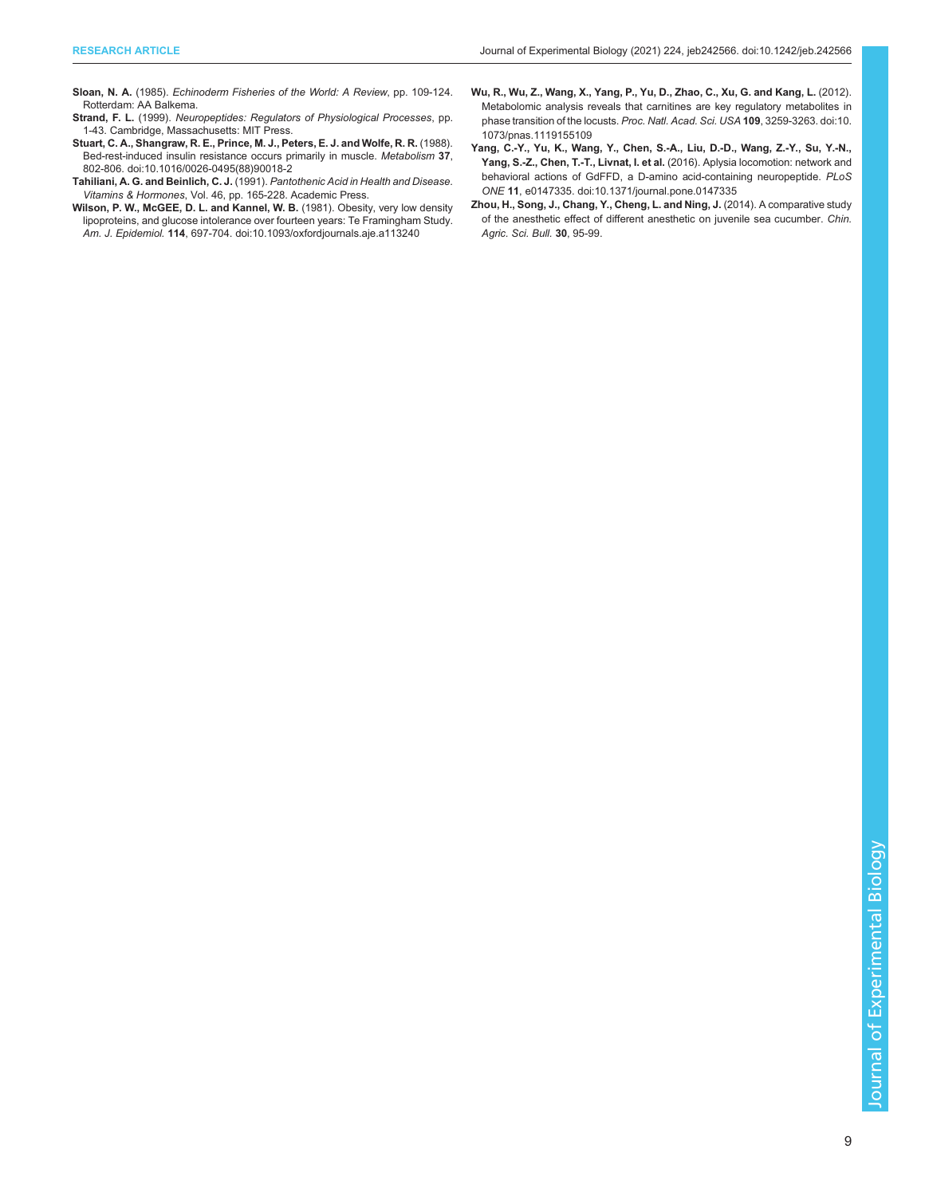**Sloan, N. A.** (1985). *Echinoderm Fisheries of the World: A Review*, pp. 109-124. Rotterdam: AA Balkema.

**Strand, F. L.** (1999). *Neuropeptides: Regulators of Physiological Processes*, pp. 1-43. Cambridge, Massachusetts: MIT Press.

**Stuart, C. A., Shangraw, R. E., Prince, M. J., Peters, E. J. and Wolfe, R. R.** (1988). Bed-rest-induced insulin resistance occurs primarily in muscle. *Metabolism* **37**, 802-806. doi:10.1016/0026-0495(88)90018-2

**Tahiliani, A. G. and Beinlich, C. J.** (1991). *Pantothenic Acid in Health and Disease. Vitamins & Hormones*, Vol. 46, pp. 165-228. Academic Press.

**Wilson, P. W., McGEE, D. L. and Kannel, W. B.** (1981). Obesity, very low density lipoproteins, and glucose intolerance over fourteen years: Te Framingham Study. *Am. J. Epidemiol.* **114**, 697-704. doi:10.1093/oxfordjournals.aje.a113240

**Wu, R., Wu, Z., Wang, X., Yang, P., Yu, D., Zhao, C., Xu, G. and Kang, L.** (2012). Metabolomic analysis reveals that carnitines are key regulatory metabolites in phase transition of the locusts. *Proc. Natl. Acad. Sci. USA* **109**, 3259-3263. doi:10.1073/pnas.1119155109

**Yang, C.-Y., Yu, K., Wang, Y., Chen, S.-A., Liu, D.-D., Wang, Z.-Y., Su, Y.-N., Yang, S.-Z., Chen, T.-T., Livnat, I. et al.** (2016). Aplysia locomotion: network and behavioral actions of GdFFD, a D-amino acid-containing neuropeptide. *PLoS ONE* **11**, e0147335. doi:10.1371/journal.pone.0147335

**Zhou, H., Song, J., Chang, Y., Cheng, L. and Ning, J.** (2014). A comparative study of the anesthetic effect of different anesthetic on juvenile sea cucumber. *Chin. Agric. Sci. Bull.* **30**, 95-99.